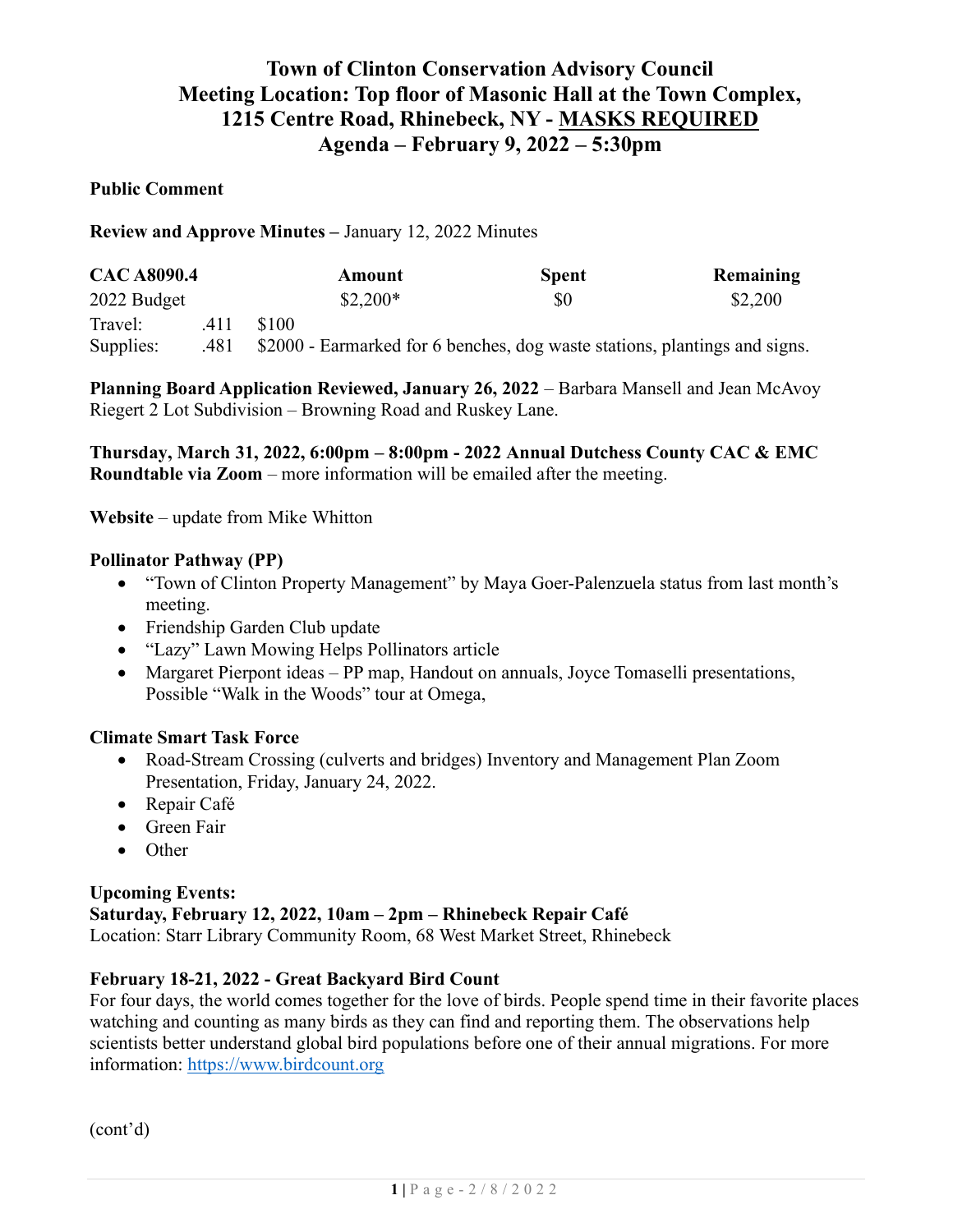# Town of Clinton Conservation Advisory Council
# Meeting Location: Top floor of Masonic Hall at the Town Complex, 1215 Centre Road, Rhinebeck, NY - MASKS REQUIRED
# Agenda – February 9, 2022 – 5:30pm

**Public Comment**

**Review and Approve Minutes –** January 12, 2022 Minutes

| CAC A8090.4 | | | Amount | Spent | Remaining |
|---|---|---|---|---|---|
| 2022 Budget | | | $2,200* | $0 | $2,200 |
| Travel: | .411 | $100 | | | |
| Supplies: | .481 | $2000 - Earmarked for 6 benches, dog waste stations, plantings and signs. | | | |

**Planning Board Application Reviewed, January 26, 2022** – Barbara Mansell and Jean McAvoy
Riegert 2 Lot Subdivision – Browning Road and Ruskey Lane.

**Thursday, March 31, 2022, 6:00pm – 8:00pm - 2022 Annual Dutchess County CAC & EMC Roundtable via Zoom** – more information will be emailed after the meeting.

**Website** – update from Mike Whitton

**Pollinator Pathway (PP)**

- "Town of Clinton Property Management" by Maya Goer-Palenzuela status from last month's meeting.
- Friendship Garden Club update
- "Lazy" Lawn Mowing Helps Pollinators article
- Margaret Pierpont ideas – PP map, Handout on annuals, Joyce Tomaselli presentations, Possible "Walk in the Woods" tour at Omega,

**Climate Smart Task Force**

- Road-Stream Crossing (culverts and bridges) Inventory and Management Plan Zoom Presentation, Friday, January 24, 2022.
- Repair Café
- Green Fair
- Other

**Upcoming Events:**

**Saturday, February 12, 2022, 10am – 2pm – Rhinebeck Repair Café**
Location: Starr Library Community Room, 68 West Market Street, Rhinebeck

**February 18-21, 2022 - Great Backyard Bird Count**
For four days, the world comes together for the love of birds. People spend time in their favorite places watching and counting as many birds as they can find and reporting them. The observations help scientists better understand global bird populations before one of their annual migrations. For more information: https://www.birdcount.org

(cont'd)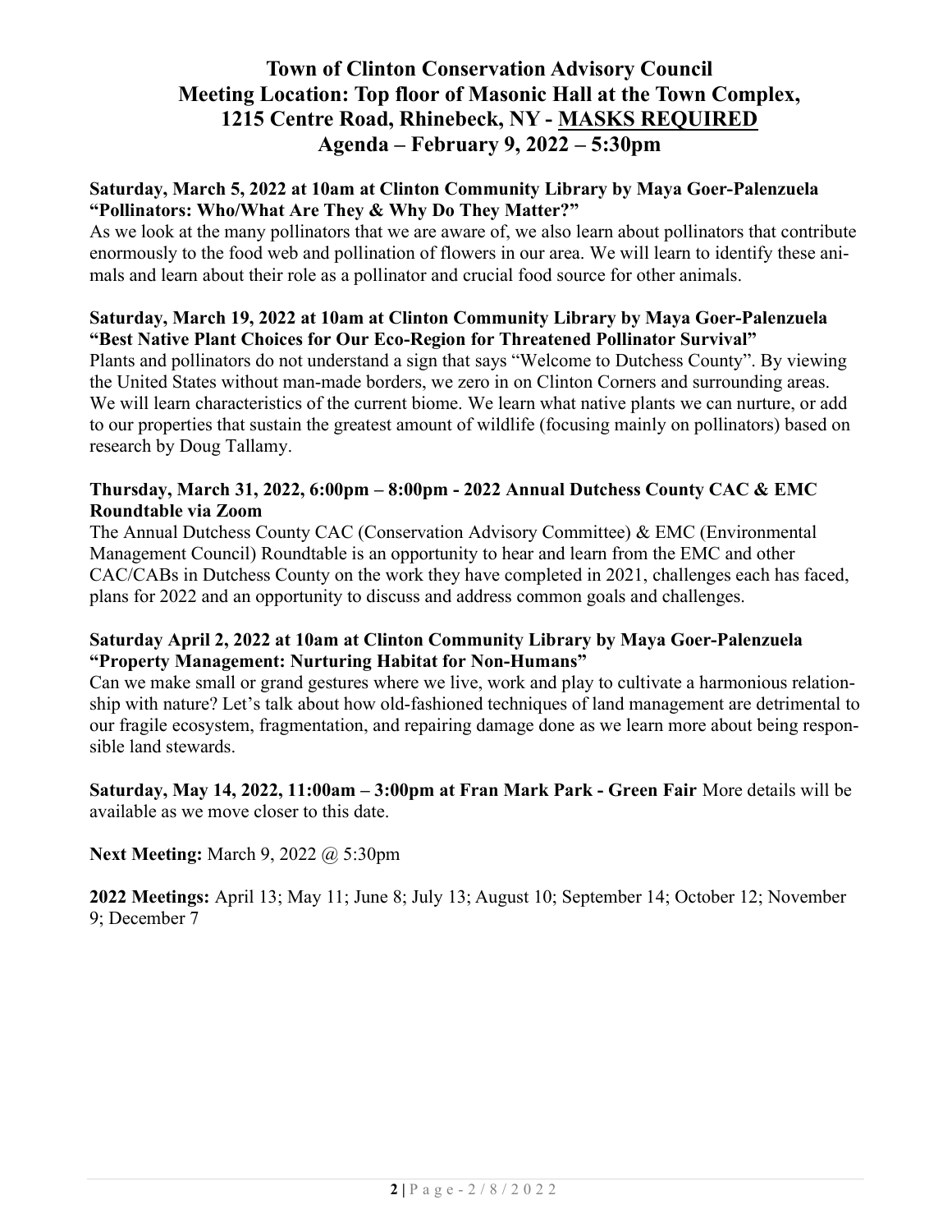# Town of Clinton Conservation Advisory Council
# Meeting Location: Top floor of Masonic Hall at the Town Complex, 1215 Centre Road, Rhinebeck, NY - MASKS REQUIRED
# Agenda – February 9, 2022 – 5:30pm

**Saturday, March 5, 2022 at 10am at Clinton Community Library by Maya Goer-Palenzuela "Pollinators: Who/What Are They & Why Do They Matter?"**

As we look at the many pollinators that we are aware of, we also learn about pollinators that contribute enormously to the food web and pollination of flowers in our area. We will learn to identify these animals and learn about their role as a pollinator and crucial food source for other animals.

**Saturday, March 19, 2022 at 10am at Clinton Community Library by Maya Goer-Palenzuela "Best Native Plant Choices for Our Eco-Region for Threatened Pollinator Survival"**

Plants and pollinators do not understand a sign that says "Welcome to Dutchess County". By viewing the United States without man-made borders, we zero in on Clinton Corners and surrounding areas. We will learn characteristics of the current biome. We learn what native plants we can nurture, or add to our properties that sustain the greatest amount of wildlife (focusing mainly on pollinators) based on research by Doug Tallamy.

**Thursday, March 31, 2022, 6:00pm – 8:00pm - 2022 Annual Dutchess County CAC & EMC Roundtable via Zoom**

The Annual Dutchess County CAC (Conservation Advisory Committee) & EMC (Environmental Management Council) Roundtable is an opportunity to hear and learn from the EMC and other CAC/CABs in Dutchess County on the work they have completed in 2021, challenges each has faced, plans for 2022 and an opportunity to discuss and address common goals and challenges.

**Saturday April 2, 2022 at 10am at Clinton Community Library by Maya Goer-Palenzuela "Property Management: Nurturing Habitat for Non-Humans"**

Can we make small or grand gestures where we live, work and play to cultivate a harmonious relationship with nature? Let's talk about how old-fashioned techniques of land management are detrimental to our fragile ecosystem, fragmentation, and repairing damage done as we learn more about being responsible land stewards.

**Saturday, May 14, 2022, 11:00am – 3:00pm at Fran Mark Park - Green Fair** More details will be available as we move closer to this date.

**Next Meeting:** March 9, 2022 @ 5:30pm

**2022 Meetings:** April 13; May 11; June 8; July 13; August 10; September 14; October 12; November 9; December 7